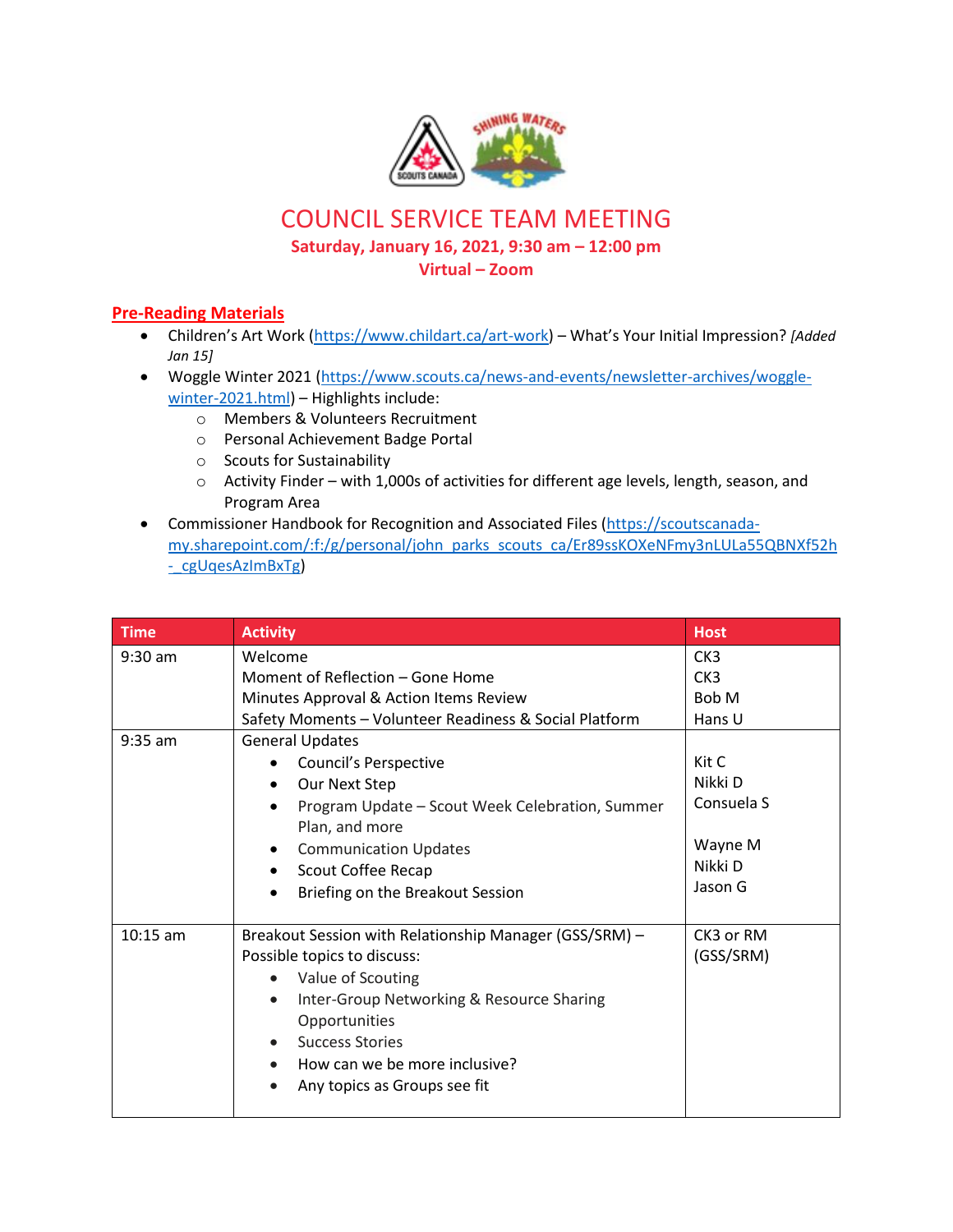# COUNCIL SERVICE TEAM MEETING

**Saturday, January 16, 2021, 9:30 am – 12:00 pm**
**Virtual – Zoom**

## Pre-Reading Materials

- Children's Art Work (https://www.childart.ca/art-work) – What's Your Initial Impression? *[Added Jan 15]*
- Woggle Winter 2021 (https://www.scouts.ca/news-and-events/newsletter-archives/woggle-winter-2021.html) – Highlights include:
  - Members & Volunteers Recruitment
  - Personal Achievement Badge Portal
  - Scouts for Sustainability
  - Activity Finder – with 1,000s of activities for different age levels, length, season, and Program Area
- Commissioner Handbook for Recognition and Associated Files (https://scoutscanada-my.sharepoint.com/:f:/g/personal/john_parks_scouts_ca/Er89ssKOXeNFmy3nLULa55QBNXf52h-_cgUqesAzImBxTg)

| Time | Activity | Host |
|---|---|---|
| 9:30 am | Welcome<br>Moment of Reflection – Gone Home<br>Minutes Approval & Action Items Review<br>Safety Moments – Volunteer Readiness & Social Platform | CK3<br>CK3<br>Bob M<br>Hans U |
| 9:35 am | General Updates<br>• Council's Perspective<br>• Our Next Step<br>• Program Update – Scout Week Celebration, Summer Plan, and more<br>• Communication Updates<br>• Scout Coffee Recap<br>• Briefing on the Breakout Session | <br>Kit C<br>Nikki D<br>Consuela S<br>Wayne M<br>Nikki D<br>Jason G |
| 10:15 am | Breakout Session with Relationship Manager (GSS/SRM) – Possible topics to discuss:<br>• Value of Scouting<br>• Inter-Group Networking & Resource Sharing Opportunities<br>• Success Stories<br>• How can we be more inclusive?<br>• Any topics as Groups see fit | CK3 or RM (GSS/SRM) |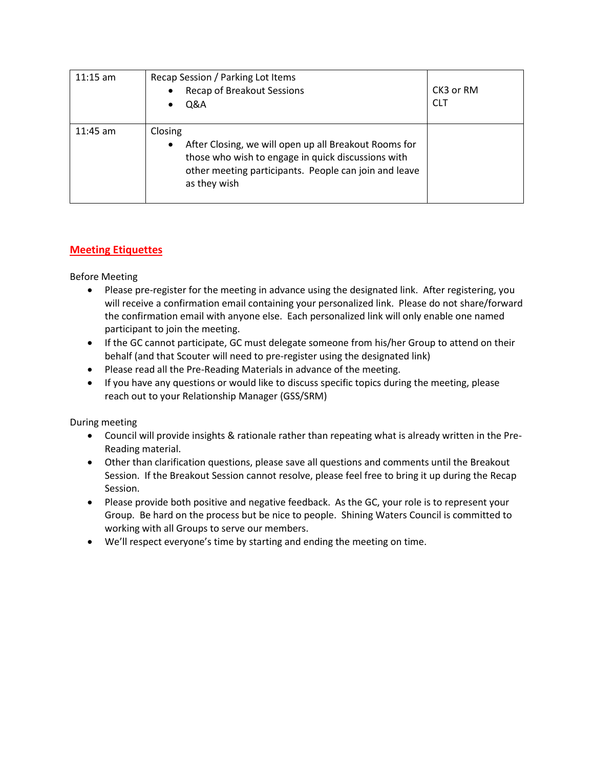| | | |
|---|---|---|
| 11:15 am | Recap Session / Parking Lot Items<br>• Recap of Breakout Sessions<br>• Q&A | CK3 or RM<br>CLT |
| 11:45 am | Closing<br>• After Closing, we will open up all Breakout Rooms for those who wish to engage in quick discussions with other meeting participants. People can join and leave as they wish | |

## Meeting Etiquettes

Before Meeting

- Please pre-register for the meeting in advance using the designated link. After registering, you will receive a confirmation email containing your personalized link. Please do not share/forward the confirmation email with anyone else. Each personalized link will only enable one named participant to join the meeting.
- If the GC cannot participate, GC must delegate someone from his/her Group to attend on their behalf (and that Scouter will need to pre-register using the designated link)
- Please read all the Pre-Reading Materials in advance of the meeting.
- If you have any questions or would like to discuss specific topics during the meeting, please reach out to your Relationship Manager (GSS/SRM)

During meeting

- Council will provide insights & rationale rather than repeating what is already written in the Pre-Reading material.
- Other than clarification questions, please save all questions and comments until the Breakout Session. If the Breakout Session cannot resolve, please feel free to bring it up during the Recap Session.
- Please provide both positive and negative feedback. As the GC, your role is to represent your Group. Be hard on the process but be nice to people. Shining Waters Council is committed to working with all Groups to serve our members.
- We'll respect everyone's time by starting and ending the meeting on time.